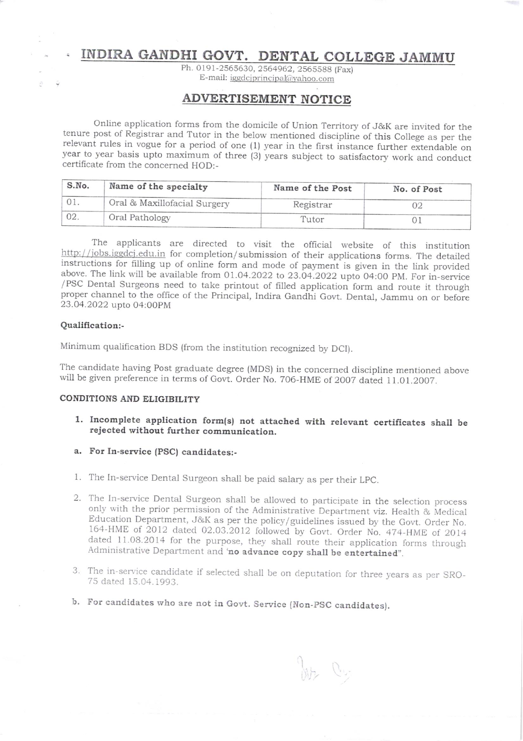# INDIRA GANDHI GOVT. DENTAL COLLEGE JAMMU

Ph. 0191-2565630, 2564962, 2565588 (Fax)
E-mail: iggdcjprincipal@yahoo.com

## ADVERTISEMENT NOTICE

Online application forms from the domicile of Union Territory of J&K are invited for the tenure post of Registrar and Tutor in the below mentioned discipline of this College as per the relevant rules in vogue for a period of one (1) year in the first instance further extendable on year to year basis upto maximum of three (3) years subject to satisfactory work and conduct certificate from the concerned HOD:-

| S.No. | Name of the specialty | Name of the Post | No. of Post |
|---|---|---|---|
| 01. | Oral & Maxillofacial Surgery | Registrar | 02 |
| 02. | Oral Pathology | Tutor | 01 |

The applicants are directed to visit the official website of this institution http://jobs.iggdcj.edu.in for completion/submission of their applications forms. The detailed instructions for filling up of online form and mode of payment is given in the link provided above. The link will be available from 01.04.2022 to 23.04.2022 upto 04:00 PM. For in-service /PSC Dental Surgeons need to take printout of filled application form and route it through proper channel to the office of the Principal, Indira Gandhi Govt. Dental, Jammu on or before 23.04.2022 upto 04:00PM

### Qualification:-

Minimum qualification BDS (from the institution recognized by DCI).

The candidate having Post graduate degree (MDS) in the concerned discipline mentioned above will be given preference in terms of Govt. Order No. 706-HME of 2007 dated 11.01.2007.

### CONDITIONS AND ELIGIBILITY

1. **Incomplete application form(s) not attached with relevant certificates shall be rejected without further communication.**

a. **For In-service (PSC) candidates:-**

1. The In-service Dental Surgeon shall be paid salary as per their LPC.
2. The In-service Dental Surgeon shall be allowed to participate in the selection process only with the prior permission of the Administrative Department viz. Health & Medical Education Department, J&K as per the policy/guidelines issued by the Govt. Order No. 164-HME of 2012 dated 02.03.2012 followed by Govt. Order No. 474-HME of 2014 dated 11.08.2014 for the purpose, they shall route their application forms through Administrative Department and '**no advance copy shall be entertained**".
3. The in-service candidate if selected shall be on deputation for three years as per SRO-75 dated 15.04.1993.

b. **For candidates who are not in Govt. Service (Non-PSC candidates).**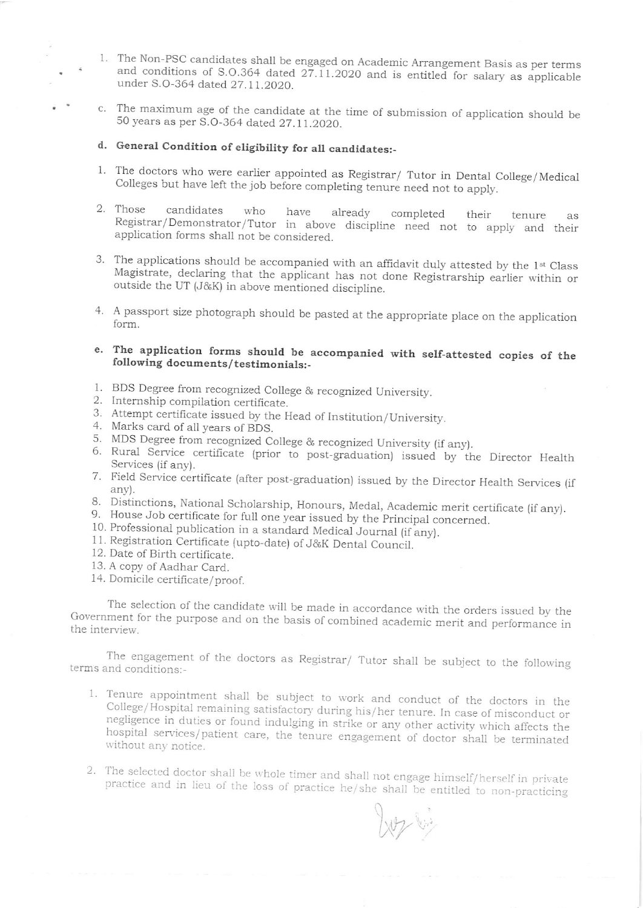1. The Non-PSC candidates shall be engaged on Academic Arrangement Basis as per terms and conditions of S.O.364 dated 27.11.2020 and is entitled for salary as applicable under S.O-364 dated 27.11.2020.

c. The maximum age of the candidate at the time of submission of application should be 50 years as per S.O-364 dated 27.11.2020.

**d. General Condition of eligibility for all candidates:-**

1. The doctors who were earlier appointed as Registrar/ Tutor in Dental College/Medical Colleges but have left the job before completing tenure need not to apply.

2. Those candidates who have already completed their tenure as Registrar/Demonstrator/Tutor in above discipline need not to apply and their application forms shall not be considered.

3. The applications should be accompanied with an affidavit duly attested by the 1st Class Magistrate, declaring that the applicant has not done Registrarship earlier within or outside the UT (J&K) in above mentioned discipline.

4. A passport size photograph should be pasted at the appropriate place on the application form.

**e. The application forms should be accompanied with self-attested copies of the following documents/testimonials:-**

1. BDS Degree from recognized College & recognized University.
2. Internship compilation certificate.
3. Attempt certificate issued by the Head of Institution/University.
4. Marks card of all years of BDS.
5. MDS Degree from recognized College & recognized University (if any).
6. Rural Service certificate (prior to post-graduation) issued by the Director Health Services (if any).
7. Field Service certificate (after post-graduation) issued by the Director Health Services (if any).
8. Distinctions, National Scholarship, Honours, Medal, Academic merit certificate (if any).
9. House Job certificate for full one year issued by the Principal concerned.
10. Professional publication in a standard Medical Journal (if any).
11. Registration Certificate (upto-date) of J&K Dental Council.
12. Date of Birth certificate.
13. A copy of Aadhar Card.
14. Domicile certificate/proof.

The selection of the candidate will be made in accordance with the orders issued by the Government for the purpose and on the basis of combined academic merit and performance in the interview.

The engagement of the doctors as Registrar/ Tutor shall be subject to the following terms and conditions:-

1. Tenure appointment shall be subject to work and conduct of the doctors in the College/Hospital remaining satisfactory during his/her tenure. In case of misconduct or negligence in duties or found indulging in strike or any other activity which affects the hospital services/patient care, the tenure engagement of doctor shall be terminated without any notice.

2. The selected doctor shall be whole timer and shall not engage himself/herself in private practice and in lieu of the loss of practice he/she shall be entitled to non-practicing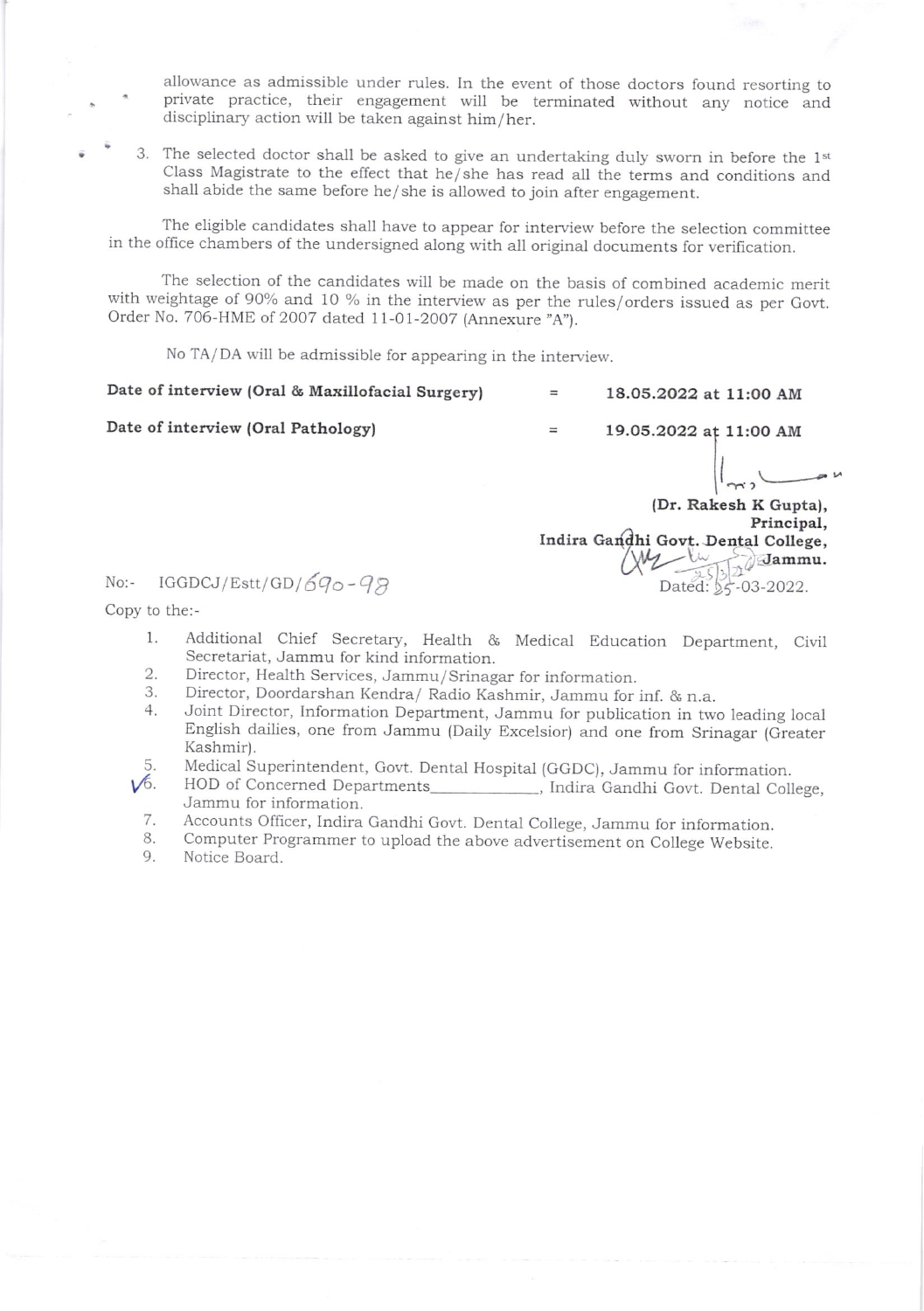allowance as admissible under rules. In the event of those doctors found resorting to private practice, their engagement will be terminated without any notice and disciplinary action will be taken against him/her.

3. The selected doctor shall be asked to give an undertaking duly sworn in before the 1st Class Magistrate to the effect that he/she has read all the terms and conditions and shall abide the same before he/she is allowed to join after engagement.

The eligible candidates shall have to appear for interview before the selection committee in the office chambers of the undersigned along with all original documents for verification.

The selection of the candidates will be made on the basis of combined academic merit with weightage of 90% and 10 % in the interview as per the rules/orders issued as per Govt. Order No. 706-HME of 2007 dated 11-01-2007 (Annexure "A").

No TA/DA will be admissible for appearing in the interview.

**Date of interview (Oral & Maxillofacial Surgery)** = **18.05.2022 at 11:00 AM**

**Date of interview (Oral Pathology)** = **19.05.2022 at 11:00 AM**

**(Dr. Rakesh K Gupta),**
**Principal,**
**Indira Gandhi Govt. Dental College,**
**Jammu.**

No:- IGGDCJ/Estt/GD/690-98

Dated: 25-03-2022.

Copy to the:-

1. Additional Chief Secretary, Health & Medical Education Department, Civil Secretariat, Jammu for kind information.
2. Director, Health Services, Jammu/Srinagar for information.
3. Director, Doordarshan Kendra/ Radio Kashmir, Jammu for inf. & n.a.
4. Joint Director, Information Department, Jammu for publication in two leading local English dailies, one from Jammu (Daily Excelsior) and one from Srinagar (Greater Kashmir).
5. Medical Superintendent, Govt. Dental Hospital (GGDC), Jammu for information.
6. HOD of Concerned Departments____________, Indira Gandhi Govt. Dental College, Jammu for information.
7. Accounts Officer, Indira Gandhi Govt. Dental College, Jammu for information.
8. Computer Programmer to upload the above advertisement on College Website.
9. Notice Board.